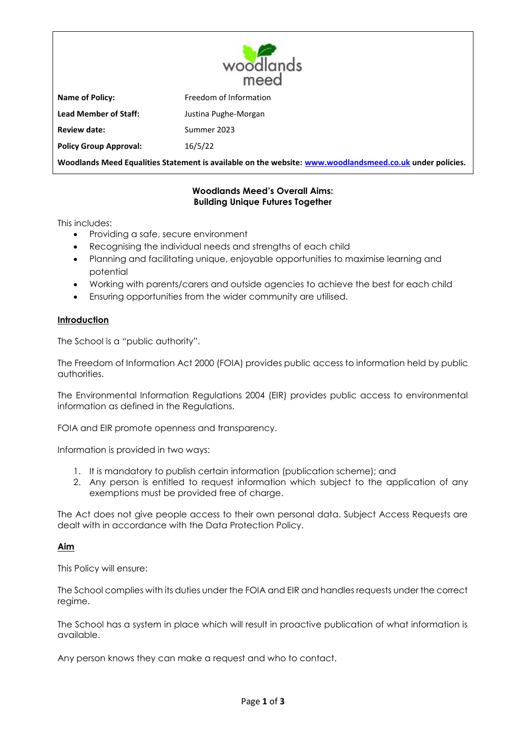| | |
|---|---|
| **Name of Policy:** | Freedom of Information |
| **Lead Member of Staff:** | Justina Pughe-Morgan |
| **Review date:** | Summer 2023 |
| **Policy Group Approval:** | 16/5/22 |

**Woodlands Meed Equalities Statement is available on the website: [www.woodlandsmeed.co.uk](http://www.woodlandsmeed.co.uk) under policies.**

**Woodlands Meed's Overall Aims:**
**Building Unique Futures Together**

This includes:

- Providing a safe, secure environment
- Recognising the individual needs and strengths of each child
- Planning and facilitating unique, enjoyable opportunities to maximise learning and potential
- Working with parents/carers and outside agencies to achieve the best for each child
- Ensuring opportunities from the wider community are utilised.

## Introduction

The School is a "public authority".

The Freedom of Information Act 2000 (FOIA) provides public access to information held by public authorities.

The Environmental Information Regulations 2004 (EIR) provides public access to environmental information as defined in the Regulations.

FOIA and EIR promote openness and transparency.

Information is provided in two ways:

1. It is mandatory to publish certain information (publication scheme); and
2. Any person is entitled to request information which subject to the application of any exemptions must be provided free of charge.

The Act does not give people access to their own personal data. Subject Access Requests are dealt with in accordance with the Data Protection Policy.

## Aim

This Policy will ensure:

The School complies with its duties under the FOIA and EIR and handles requests under the correct regime.

The School has a system in place which will result in proactive publication of what information is available.

Any person knows they can make a request and who to contact.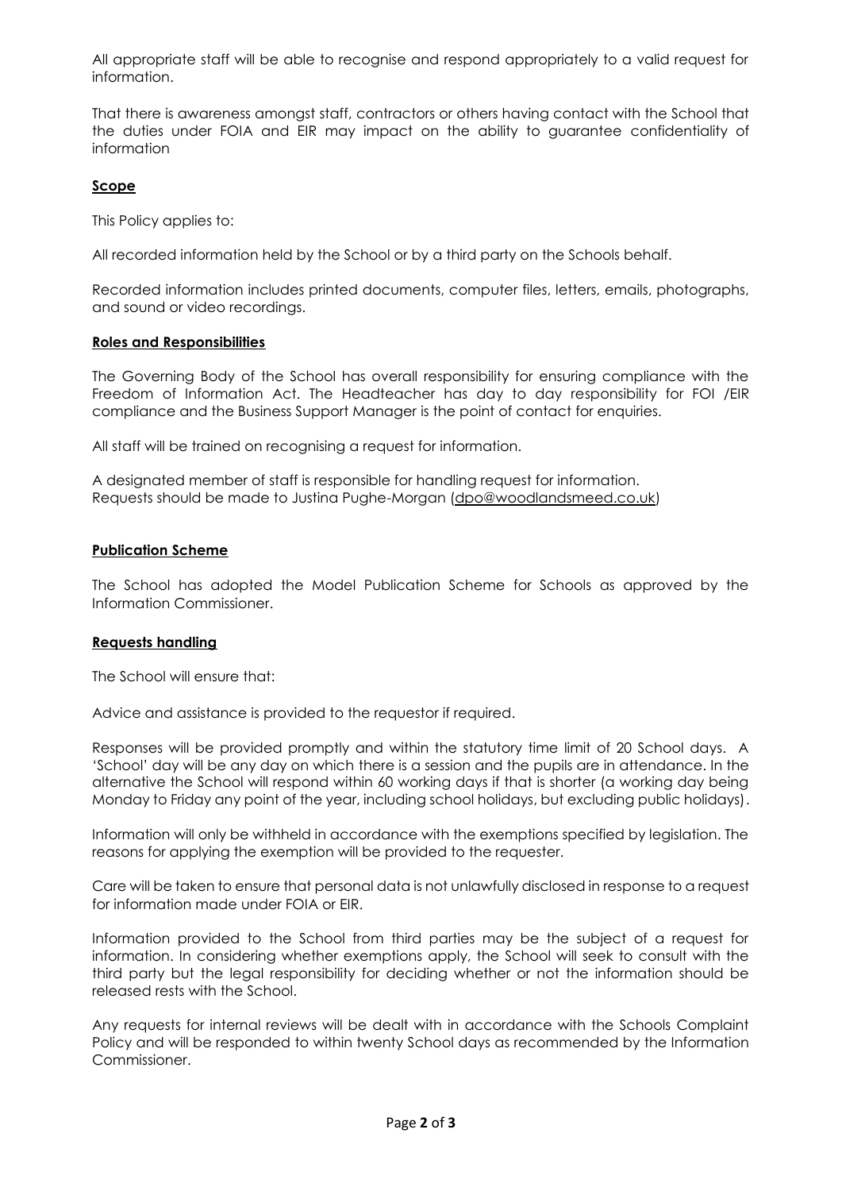All appropriate staff will be able to recognise and respond appropriately to a valid request for information.

That there is awareness amongst staff, contractors or others having contact with the School that the duties under FOIA and EIR may impact on the ability to guarantee confidentiality of information

## Scope

This Policy applies to:

All recorded information held by the School or by a third party on the Schools behalf.

Recorded information includes printed documents, computer files, letters, emails, photographs, and sound or video recordings.

## Roles and Responsibilities

The Governing Body of the School has overall responsibility for ensuring compliance with the Freedom of Information Act. The Headteacher has day to day responsibility for FOI /EIR compliance and the Business Support Manager is the point of contact for enquiries.

All staff will be trained on recognising a request for information.

A designated member of staff is responsible for handling request for information.
Requests should be made to Justina Pughe-Morgan (dpo@woodlandsmeed.co.uk)

## Publication Scheme

The School has adopted the Model Publication Scheme for Schools as approved by the Information Commissioner.

## Requests handling

The School will ensure that:

Advice and assistance is provided to the requestor if required.

Responses will be provided promptly and within the statutory time limit of 20 School days. A 'School' day will be any day on which there is a session and the pupils are in attendance. In the alternative the School will respond within 60 working days if that is shorter (a working day being Monday to Friday any point of the year, including school holidays, but excluding public holidays).

Information will only be withheld in accordance with the exemptions specified by legislation. The reasons for applying the exemption will be provided to the requester.

Care will be taken to ensure that personal data is not unlawfully disclosed in response to a request for information made under FOIA or EIR.

Information provided to the School from third parties may be the subject of a request for information. In considering whether exemptions apply, the School will seek to consult with the third party but the legal responsibility for deciding whether or not the information should be released rests with the School.

Any requests for internal reviews will be dealt with in accordance with the Schools Complaint Policy and will be responded to within twenty School days as recommended by the Information Commissioner.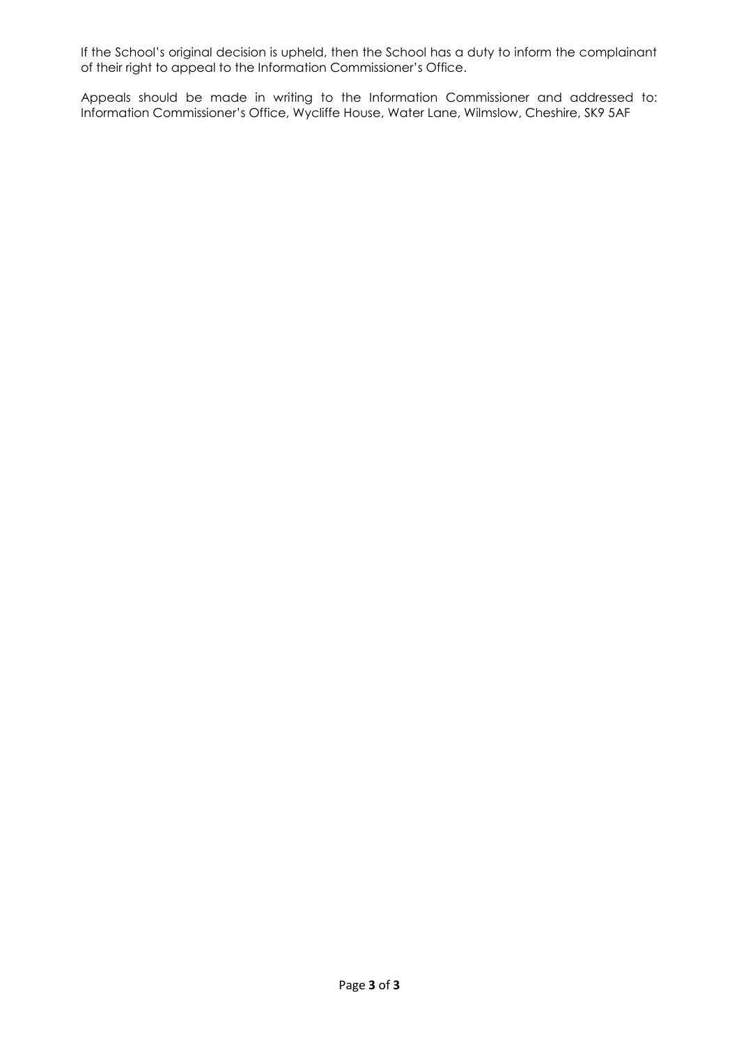If the School's original decision is upheld, then the School has a duty to inform the complainant of their right to appeal to the Information Commissioner's Office.

Appeals should be made in writing to the Information Commissioner and addressed to: Information Commissioner's Office, Wycliffe House, Water Lane, Wilmslow, Cheshire, SK9 5AF